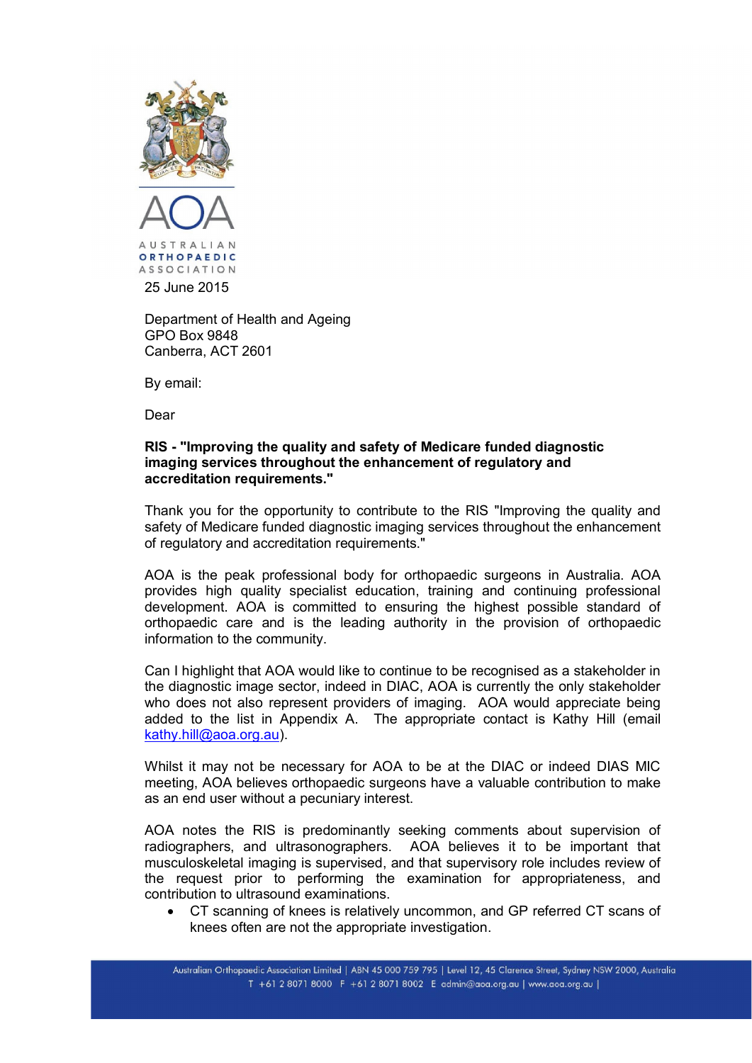AUSTRALIAN ORTHOPAEDIC ASSOCIATION

25 June 2015

Department of Health and Ageing
GPO Box 9848
Canberra, ACT 2601

By email:

Dear

**RIS - "Improving the quality and safety of Medicare funded diagnostic imaging services throughout the enhancement of regulatory and accreditation requirements."**

Thank you for the opportunity to contribute to the RIS "Improving the quality and safety of Medicare funded diagnostic imaging services throughout the enhancement of regulatory and accreditation requirements."

AOA is the peak professional body for orthopaedic surgeons in Australia. AOA provides high quality specialist education, training and continuing professional development. AOA is committed to ensuring the highest possible standard of orthopaedic care and is the leading authority in the provision of orthopaedic information to the community.

Can I highlight that AOA would like to continue to be recognised as a stakeholder in the diagnostic image sector, indeed in DIAC, AOA is currently the only stakeholder who does not also represent providers of imaging. AOA would appreciate being added to the list in Appendix A. The appropriate contact is Kathy Hill (email kathy.hill@aoa.org.au).

Whilst it may not be necessary for AOA to be at the DIAC or indeed DIAS MIC meeting, AOA believes orthopaedic surgeons have a valuable contribution to make as an end user without a pecuniary interest.

AOA notes the RIS is predominantly seeking comments about supervision of radiographers, and ultrasonographers. AOA believes it to be important that musculoskeletal imaging is supervised, and that supervisory role includes review of the request prior to performing the examination for appropriateness, and contribution to ultrasound examinations.

- CT scanning of knees is relatively uncommon, and GP referred CT scans of knees often are not the appropriate investigation.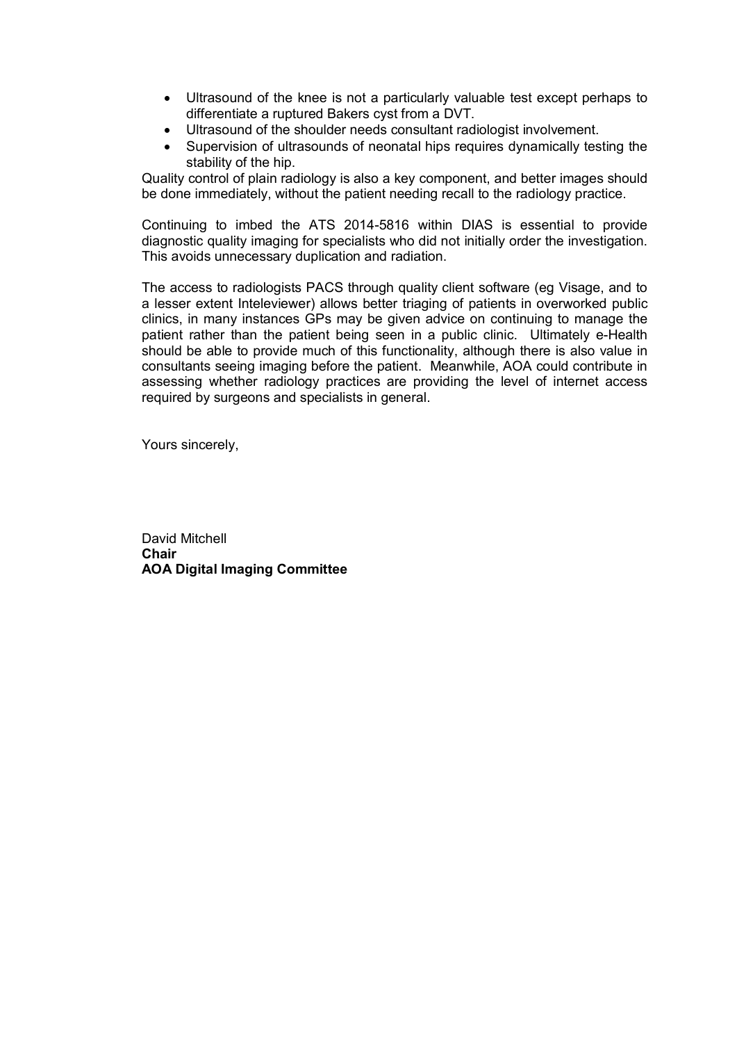- Ultrasound of the knee is not a particularly valuable test except perhaps to differentiate a ruptured Bakers cyst from a DVT.
- Ultrasound of the shoulder needs consultant radiologist involvement.
- Supervision of ultrasounds of neonatal hips requires dynamically testing the stability of the hip.

Quality control of plain radiology is also a key component, and better images should be done immediately, without the patient needing recall to the radiology practice.

Continuing to imbed the ATS 2014-5816 within DIAS is essential to provide diagnostic quality imaging for specialists who did not initially order the investigation. This avoids unnecessary duplication and radiation.

The access to radiologists PACS through quality client software (eg Visage, and to a lesser extent Inteleviewer) allows better triaging of patients in overworked public clinics, in many instances GPs may be given advice on continuing to manage the patient rather than the patient being seen in a public clinic. Ultimately e-Health should be able to provide much of this functionality, although there is also value in consultants seeing imaging before the patient. Meanwhile, AOA could contribute in assessing whether radiology practices are providing the level of internet access required by surgeons and specialists in general.

Yours sincerely,

David Mitchell
**Chair**
**AOA Digital Imaging Committee**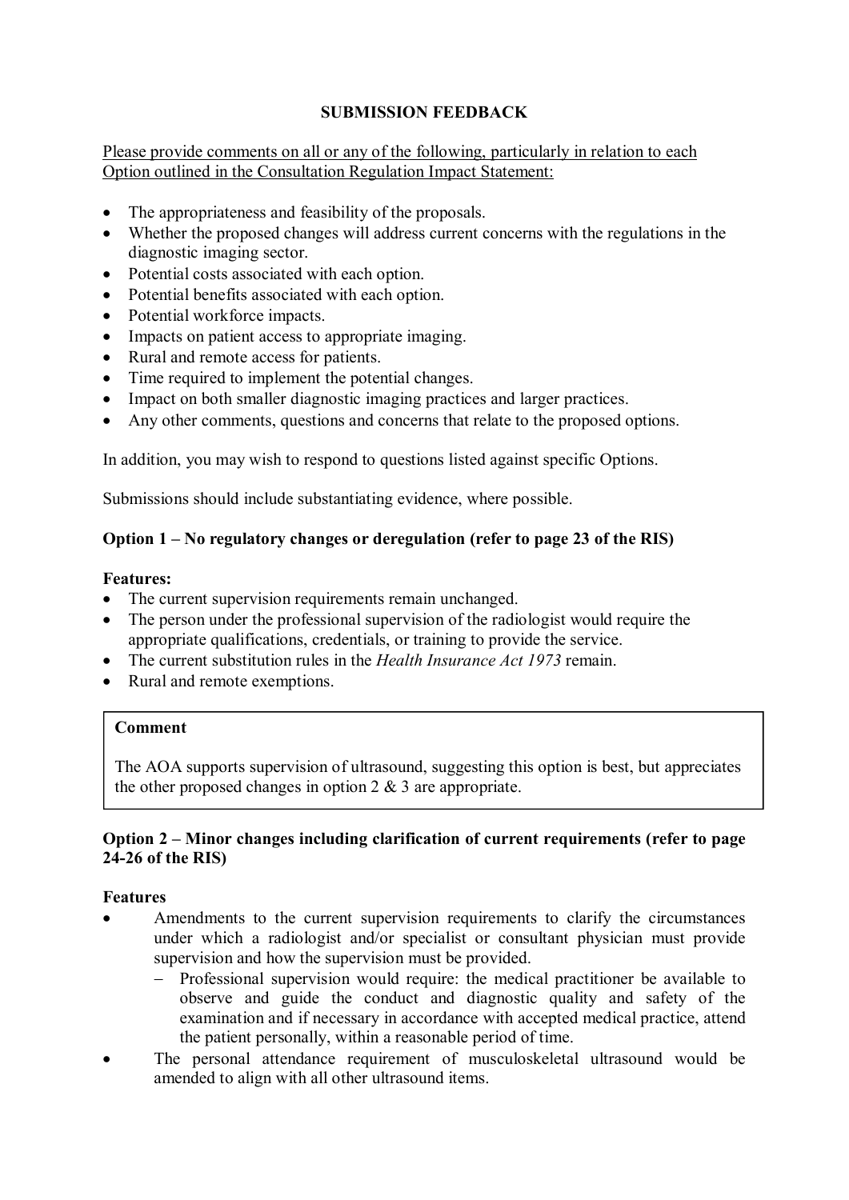## SUBMISSION FEEDBACK

Please provide comments on all or any of the following, particularly in relation to each Option outlined in the Consultation Regulation Impact Statement:

- The appropriateness and feasibility of the proposals.
- Whether the proposed changes will address current concerns with the regulations in the diagnostic imaging sector.
- Potential costs associated with each option.
- Potential benefits associated with each option.
- Potential workforce impacts.
- Impacts on patient access to appropriate imaging.
- Rural and remote access for patients.
- Time required to implement the potential changes.
- Impact on both smaller diagnostic imaging practices and larger practices.
- Any other comments, questions and concerns that relate to the proposed options.

In addition, you may wish to respond to questions listed against specific Options.

Submissions should include substantiating evidence, where possible.

### Option 1 – No regulatory changes or deregulation (refer to page 23 of the RIS)

**Features:**

- The current supervision requirements remain unchanged.
- The person under the professional supervision of the radiologist would require the appropriate qualifications, credentials, or training to provide the service.
- The current substitution rules in the *Health Insurance Act 1973* remain.
- Rural and remote exemptions.

**Comment**

The AOA supports supervision of ultrasound, suggesting this option is best, but appreciates the other proposed changes in option 2 & 3 are appropriate.

### Option 2 – Minor changes including clarification of current requirements (refer to page 24-26 of the RIS)

**Features**

- Amendments to the current supervision requirements to clarify the circumstances under which a radiologist and/or specialist or consultant physician must provide supervision and how the supervision must be provided.
  - Professional supervision would require: the medical practitioner be available to observe and guide the conduct and diagnostic quality and safety of the examination and if necessary in accordance with accepted medical practice, attend the patient personally, within a reasonable period of time.
- The personal attendance requirement of musculoskeletal ultrasound would be amended to align with all other ultrasound items.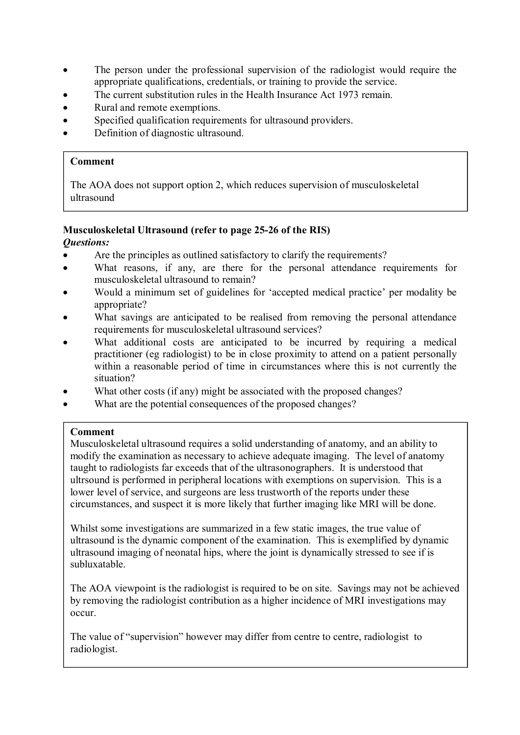- The person under the professional supervision of the radiologist would require the appropriate qualifications, credentials, or training to provide the service.
- The current substitution rules in the Health Insurance Act 1973 remain.
- Rural and remote exemptions.
- Specified qualification requirements for ultrasound providers.
- Definition of diagnostic ultrasound.

> **Comment**
>
> The AOA does not support option 2, which reduces supervision of musculoskeletal ultrasound

**Musculoskeletal Ultrasound (refer to page 25-26 of the RIS)**

***Questions:***

- Are the principles as outlined satisfactory to clarify the requirements?
- What reasons, if any, are there for the personal attendance requirements for musculoskeletal ultrasound to remain?
- Would a minimum set of guidelines for 'accepted medical practice' per modality be appropriate?
- What savings are anticipated to be realised from removing the personal attendance requirements for musculoskeletal ultrasound services?
- What additional costs are anticipated to be incurred by requiring a medical practitioner (eg radiologist) to be in close proximity to attend on a patient personally within a reasonable period of time in circumstances where this is not currently the situation?
- What other costs (if any) might be associated with the proposed changes?
- What are the potential consequences of the proposed changes?

> **Comment**
>
> Musculoskeletal ultrasound requires a solid understanding of anatomy, and an ability to modify the examination as necessary to achieve adequate imaging. The level of anatomy taught to radiologists far exceeds that of the ultrasonographers. It is understood that ultrsound is performed in peripheral locations with exemptions on supervision. This is a lower level of service, and surgeons are less trustworth of the reports under these circumstances, and suspect it is more likely that further imaging like MRI will be done.
>
> Whilst some investigations are summarized in a few static images, the true value of ultrasound is the dynamic component of the examination. This is exemplified by dynamic ultrasound imaging of neonatal hips, where the joint is dynamically stressed to see if is subluxatable.
>
> The AOA viewpoint is the radiologist is required to be on site. Savings may not be achieved by removing the radiologist contribution as a higher incidence of MRI investigations may occur.
>
> The value of "supervision" however may differ from centre to centre, radiologist to radiologist.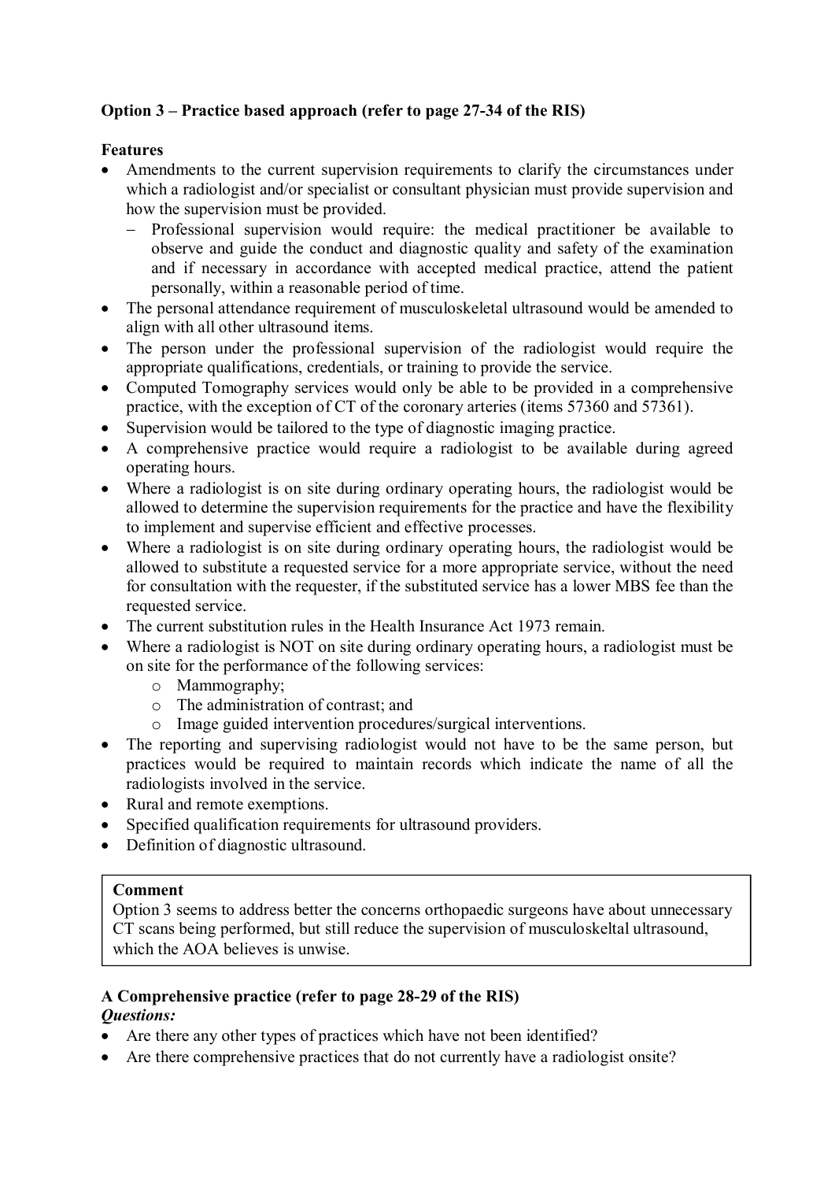**Option 3 – Practice based approach (refer to page 27-34 of the RIS)**

**Features**

- Amendments to the current supervision requirements to clarify the circumstances under which a radiologist and/or specialist or consultant physician must provide supervision and how the supervision must be provided.
  - Professional supervision would require: the medical practitioner be available to observe and guide the conduct and diagnostic quality and safety of the examination and if necessary in accordance with accepted medical practice, attend the patient personally, within a reasonable period of time.
- The personal attendance requirement of musculoskeletal ultrasound would be amended to align with all other ultrasound items.
- The person under the professional supervision of the radiologist would require the appropriate qualifications, credentials, or training to provide the service.
- Computed Tomography services would only be able to be provided in a comprehensive practice, with the exception of CT of the coronary arteries (items 57360 and 57361).
- Supervision would be tailored to the type of diagnostic imaging practice.
- A comprehensive practice would require a radiologist to be available during agreed operating hours.
- Where a radiologist is on site during ordinary operating hours, the radiologist would be allowed to determine the supervision requirements for the practice and have the flexibility to implement and supervise efficient and effective processes.
- Where a radiologist is on site during ordinary operating hours, the radiologist would be allowed to substitute a requested service for a more appropriate service, without the need for consultation with the requester, if the substituted service has a lower MBS fee than the requested service.
- The current substitution rules in the Health Insurance Act 1973 remain.
- Where a radiologist is NOT on site during ordinary operating hours, a radiologist must be on site for the performance of the following services:
  - Mammography;
  - The administration of contrast; and
  - Image guided intervention procedures/surgical interventions.
- The reporting and supervising radiologist would not have to be the same person, but practices would be required to maintain records which indicate the name of all the radiologists involved in the service.
- Rural and remote exemptions.
- Specified qualification requirements for ultrasound providers.
- Definition of diagnostic ultrasound.

> **Comment**
>
> Option 3 seems to address better the concerns orthopaedic surgeons have about unnecessary CT scans being performed, but still reduce the supervision of musculoskeltal ultrasound, which the AOA believes is unwise.

**A Comprehensive practice (refer to page 28-29 of the RIS)**

***Questions:***

- Are there any other types of practices which have not been identified?
- Are there comprehensive practices that do not currently have a radiologist onsite?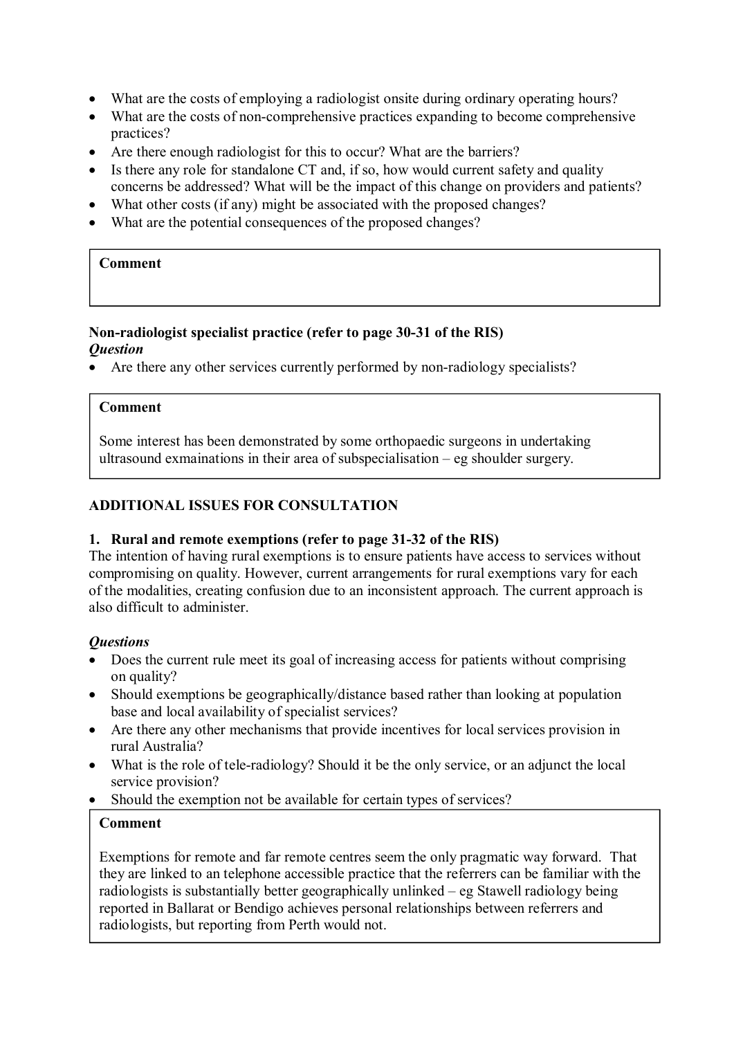- What are the costs of employing a radiologist onsite during ordinary operating hours?
- What are the costs of non-comprehensive practices expanding to become comprehensive practices?
- Are there enough radiologist for this to occur? What are the barriers?
- Is there any role for standalone CT and, if so, how would current safety and quality concerns be addressed? What will be the impact of this change on providers and patients?
- What other costs (if any) might be associated with the proposed changes?
- What are the potential consequences of the proposed changes?

**Comment**

**Non-radiologist specialist practice (refer to page 30-31 of the RIS)**
***Question***

- Are there any other services currently performed by non-radiology specialists?

**Comment**

Some interest has been demonstrated by some orthopaedic surgeons in undertaking ultrasound exmainations in their area of subspecialisation – eg shoulder surgery.

## ADDITIONAL ISSUES FOR CONSULTATION

### 1. Rural and remote exemptions (refer to page 31-32 of the RIS)

The intention of having rural exemptions is to ensure patients have access to services without compromising on quality. However, current arrangements for rural exemptions vary for each of the modalities, creating confusion due to an inconsistent approach. The current approach is also difficult to administer.

***Questions***

- Does the current rule meet its goal of increasing access for patients without comprising on quality?
- Should exemptions be geographically/distance based rather than looking at population base and local availability of specialist services?
- Are there any other mechanisms that provide incentives for local services provision in rural Australia?
- What is the role of tele-radiology? Should it be the only service, or an adjunct the local service provision?
- Should the exemption not be available for certain types of services?

**Comment**

Exemptions for remote and far remote centres seem the only pragmatic way forward. That they are linked to an telephone accessible practice that the referrers can be familiar with the radiologists is substantially better geographically unlinked – eg Stawell radiology being reported in Ballarat or Bendigo achieves personal relationships between referrers and radiologists, but reporting from Perth would not.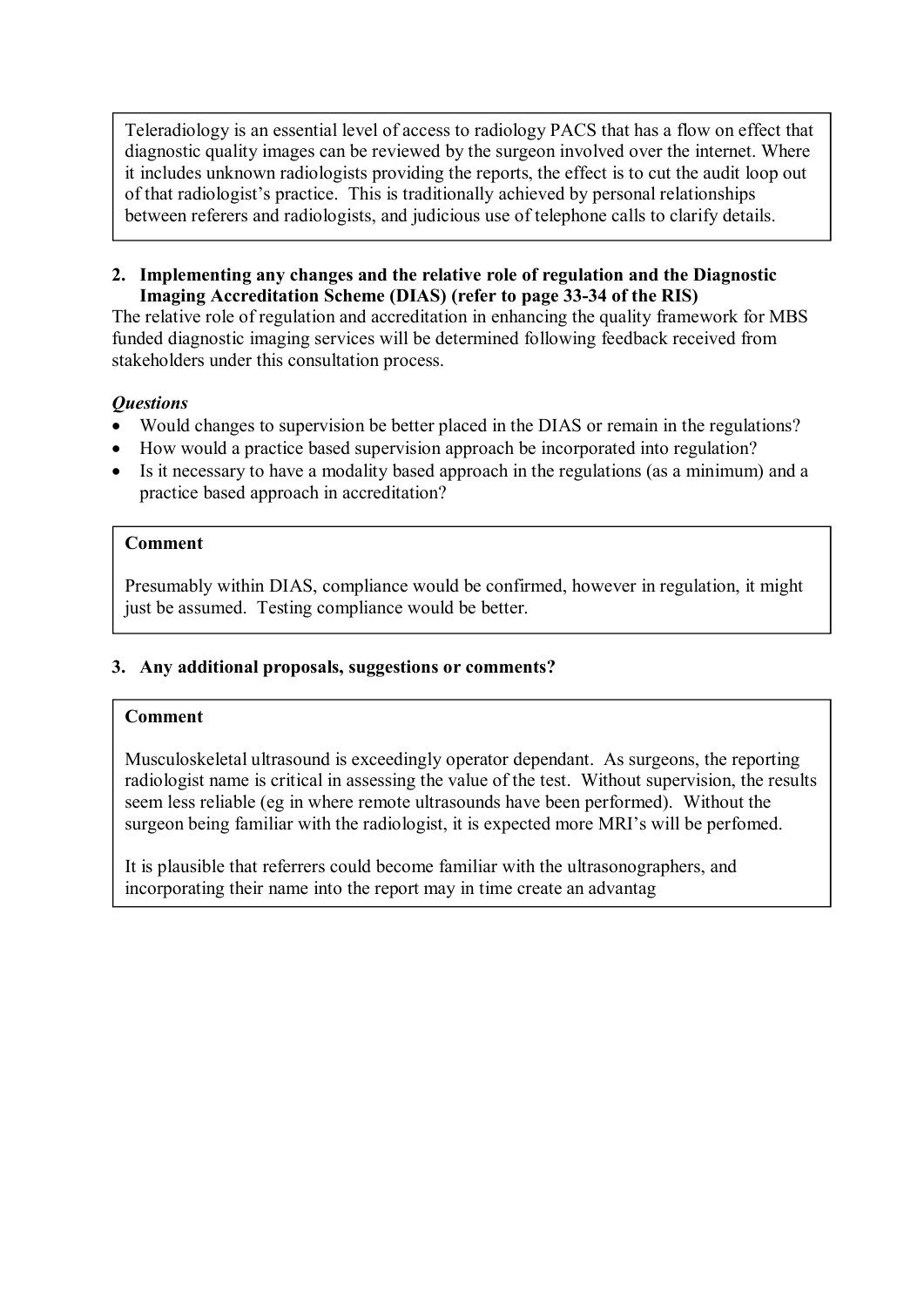Teleradiology is an essential level of access to radiology PACS that has a flow on effect that diagnostic quality images can be reviewed by the surgeon involved over the internet. Where it includes unknown radiologists providing the reports, the effect is to cut the audit loop out of that radiologist's practice. This is traditionally achieved by personal relationships between referers and radiologists, and judicious use of telephone calls to clarify details.

**2. Implementing any changes and the relative role of regulation and the Diagnostic Imaging Accreditation Scheme (DIAS) (refer to page 33-34 of the RIS)**

The relative role of regulation and accreditation in enhancing the quality framework for MBS funded diagnostic imaging services will be determined following feedback received from stakeholders under this consultation process.

***Questions***

- Would changes to supervision be better placed in the DIAS or remain in the regulations?
- How would a practice based supervision approach be incorporated into regulation?
- Is it necessary to have a modality based approach in the regulations (as a minimum) and a practice based approach in accreditation?

**Comment**

Presumably within DIAS, compliance would be confirmed, however in regulation, it might just be assumed. Testing compliance would be better.

**3. Any additional proposals, suggestions or comments?**

**Comment**

Musculoskeletal ultrasound is exceedingly operator dependant. As surgeons, the reporting radiologist name is critical in assessing the value of the test. Without supervision, the results seem less reliable (eg in where remote ultrasounds have been performed). Without the surgeon being familiar with the radiologist, it is expected more MRI's will be perfomed.

It is plausible that referrers could become familiar with the ultrasonographers, and incorporating their name into the report may in time create an advantag